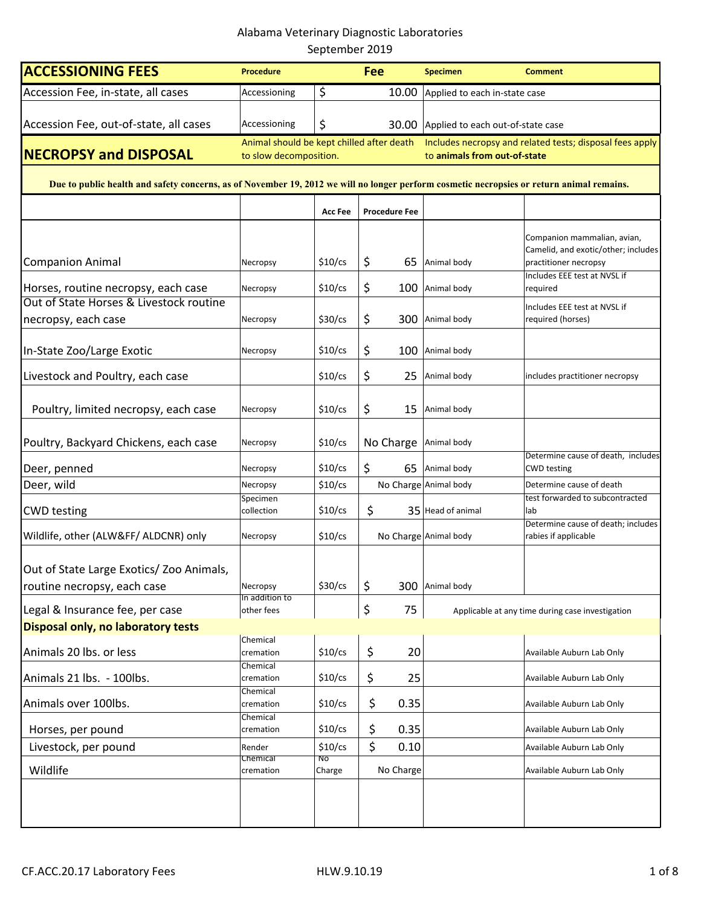Alabama Veterinary Diagnostic Laboratories

September 2019

| ACCESSIONING FEES | Procedure | Fee | | Specimen | Comment |
|---|---|---|---|---|---|
| Accession Fee, in-state, all cases | Accessioning | $ 10.00 | | Applied to each in-state case | |
| Accession Fee, out-of-state, all cases | Accessioning | $ 30.00 | | Applied to each out-of-state case | |

**NECROPSY and DISPOSAL** — Animal should be kept chilled after death to slow decomposition. Includes necropsy and related tests; disposal fees apply to **animals from out-of-state**

**Due to public health and safety concerns, as of November 19, 2012 we will no longer perform cosmetic necropsies or return animal remains.**

| | | Acc Fee | Procedure Fee | | |
|---|---|---|---|---|---|
| Companion Animal | Necropsy | $10/cs | $ 65 | Animal body | Companion mammalian, avian, Camelid, and exotic/other; includes practitioner necropsy |
| Horses, routine necropsy, each case | Necropsy | $10/cs | $ 100 | Animal body | Includes EEE test at NVSL if required |
| Out of State Horses & Livestock routine necropsy, each case | Necropsy | $30/cs | $ 300 | Animal body | Includes EEE test at NVSL if required (horses) |
| In-State Zoo/Large Exotic | Necropsy | $10/cs | $ 100 | Animal body | |
| Livestock and Poultry, each case | | $10/cs | $ 25 | Animal body | includes practitioner necropsy |
| Poultry, limited necropsy, each case | Necropsy | $10/cs | $ 15 | Animal body | |
| Poultry, Backyard Chickens, each case | Necropsy | $10/cs | No Charge | Animal body | |
| Deer, penned | Necropsy | $10/cs | $ 65 | Animal body | Determine cause of death, includes CWD testing |
| Deer, wild | Necropsy | $10/cs | No Charge | Animal body | Determine cause of death |
| CWD testing | Specimen collection | $10/cs | $ 35 | Head of animal | test forwarded to subcontracted lab |
| Wildlife, other (ALW&FF/ ALDCNR) only | Necropsy | $10/cs | No Charge | Animal body | Determine cause of death; includes rabies if applicable |
| Out of State Large Exotics/ Zoo Animals, routine necropsy, each case | Necropsy | $30/cs | $ 300 | Animal body | |
| Legal & Insurance fee, per case | In addition to other fees | | $ 75 | Applicable at any time during case investigation | |
| **Disposal only, no laboratory tests** | | | | | |
| Animals 20 lbs. or less | Chemical cremation | $10/cs | $ 20 | | Available Auburn Lab Only |
| Animals 21 lbs. - 100lbs. | Chemical cremation | $10/cs | $ 25 | | Available Auburn Lab Only |
| Animals over 100lbs. | Chemical cremation | $10/cs | $ 0.35 | | Available Auburn Lab Only |
| Horses, per pound | Chemical cremation | $10/cs | $ 0.35 | | Available Auburn Lab Only |
| Livestock, per pound | Render | $10/cs | $ 0.10 | | Available Auburn Lab Only |
| Wildlife | Chemical cremation | No Charge | No Charge | | Available Auburn Lab Only |

CF.ACC.20.17 Laboratory Fees HLW.9.10.19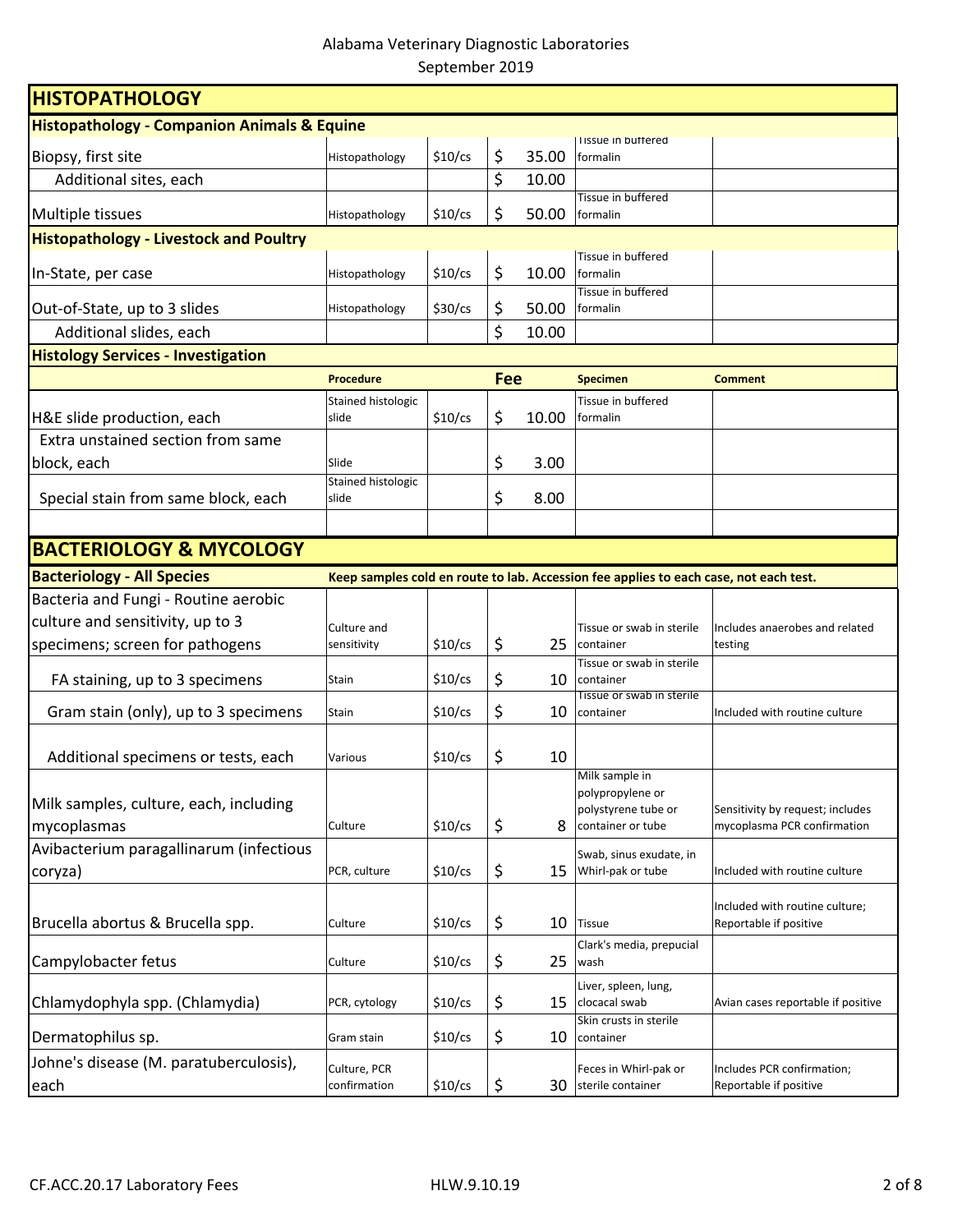Alabama Veterinary Diagnostic Laboratories
September 2019

# HISTOPATHOLOGY

| Histopathology - Companion Animals & Equine | | | | | |
|---|---|---|---|---|---|
| Biopsy, first site | Histopathology | $10/cs | $ 35.00 | Tissue in buffered formalin | |
| Additional sites, each | | | $ 10.00 | | |
| Multiple tissues | Histopathology | $10/cs | $ 50.00 | Tissue in buffered formalin | |
| **Histopathology - Livestock and Poultry** | | | | | |
| In-State, per case | Histopathology | $10/cs | $ 10.00 | Tissue in buffered formalin | |
| Out-of-State, up to 3 slides | Histopathology | $30/cs | $ 50.00 | Tissue in buffered formalin | |
| Additional slides, each | | | $ 10.00 | | |
| **Histology Services - Investigation** | | | | | |
| | **Procedure** | | **Fee** | **Specimen** | **Comment** |
| H&E slide production, each | Stained histologic slide | $10/cs | $ 10.00 | Tissue in buffered formalin | |
| Extra unstained section from same block, each | Slide | | $ 3.00 | | |
| Special stain from same block, each | Stained histologic slide | | $ 8.00 | | |

# BACTERIOLOGY & MYCOLOGY

| Bacteriology - All Species | Keep samples cold en route to lab. Accession fee applies to each case, not each test. | | | | |
|---|---|---|---|---|---|
| Bacteria and Fungi - Routine aerobic culture and sensitivity, up to 3 specimens; screen for pathogens | Culture and sensitivity | $10/cs | $ 25 | Tissue or swab in sterile container | Includes anaerobes and related testing |
| FA staining, up to 3 specimens | Stain | $10/cs | $ 10 | Tissue or swab in sterile container | |
| Gram stain (only), up to 3 specimens | Stain | $10/cs | $ 10 | Tissue or swab in sterile container | Included with routine culture |
| Additional specimens or tests, each | Various | $10/cs | $ 10 | | |
| Milk samples, culture, each, including mycoplasmas | Culture | $10/cs | $ 8 | Milk sample in polypropylene or polystyrene tube or container or tube | Sensitivity by request; includes mycoplasma PCR confirmation |
| Avibacterium paragallinarum (infectious coryza) | PCR, culture | $10/cs | $ 15 | Swab, sinus exudate, in Whirl-pak or tube | Included with routine culture |
| Brucella abortus & Brucella spp. | Culture | $10/cs | $ 10 | Tissue | Included with routine culture; Reportable if positive |
| Campylobacter fetus | Culture | $10/cs | $ 25 | Clark's media, prepucial wash | |
| Chlamydophyla spp. (Chlamydia) | PCR, cytology | $10/cs | $ 15 | Liver, spleen, lung, clocacal swab | Avian cases reportable if positive |
| Dermatophilus sp. | Gram stain | $10/cs | $ 10 | Skin crusts in sterile container | |
| Johne's disease (M. paratuberculosis), each | Culture, PCR confirmation | $10/cs | $ 30 | Feces in Whirl-pak or sterile container | Includes PCR confirmation; Reportable if positive |

CF.ACC.20.17 Laboratory Fees HLW.9.10.19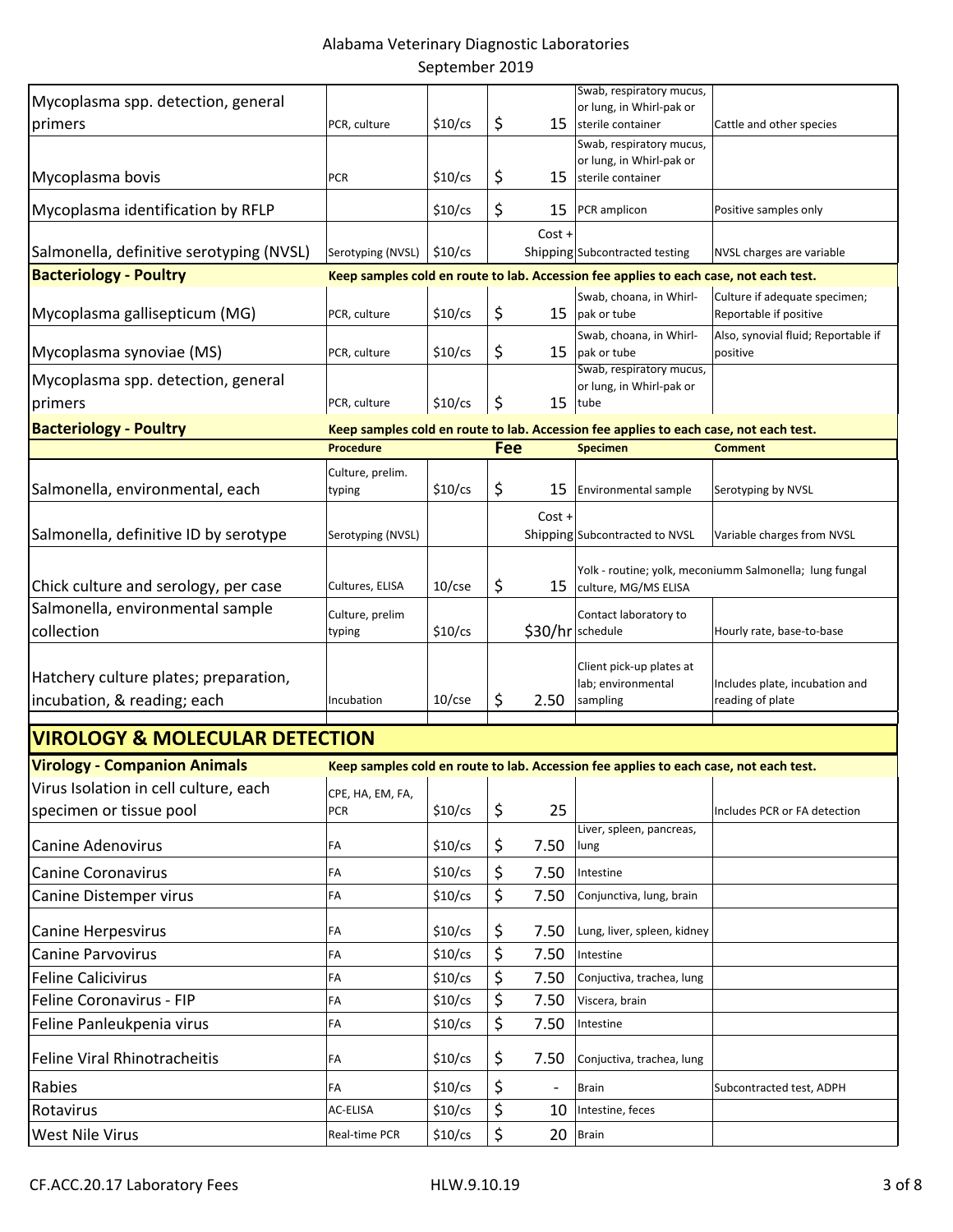| | Procedure | | Fee | Specimen | Comment |
|---|---|---|---|---|---|
| Mycoplasma spp. detection, general primers | PCR, culture | $10/cs | $ 15 | Swab, respiratory mucus, or lung, in Whirl-pak or sterile container | Cattle and other species |
| Mycoplasma bovis | PCR | $10/cs | $ 15 | Swab, respiratory mucus, or lung, in Whirl-pak or sterile container | |
| Mycoplasma identification by RFLP | | $10/cs | $ 15 | PCR amplicon | Positive samples only |
| Salmonella, definitive serotyping (NVSL) | Serotyping (NVSL) | $10/cs | Cost + Shipping | Subcontracted testing | NVSL charges are variable |
| **Bacteriology - Poultry** | **Keep samples cold en route to lab. Accession fee applies to each case, not each test.** | | | | |
| Mycoplasma gallisepticum (MG) | PCR, culture | $10/cs | $ 15 | Swab, choana, in Whirl-pak or tube | Culture if adequate specimen; Reportable if positive |
| Mycoplasma synoviae (MS) | PCR, culture | $10/cs | $ 15 | Swab, choana, in Whirl-pak or tube | Also, synovial fluid; Reportable if positive |
| Mycoplasma spp. detection, general primers | PCR, culture | $10/cs | $ 15 | Swab, respiratory mucus, or lung, in Whirl-pak or tube | |
| **Bacteriology - Poultry** | **Keep samples cold en route to lab. Accession fee applies to each case, not each test.** | | | | |
| | **Procedure** | | **Fee** | **Specimen** | **Comment** |
| Salmonella, environmental, each | Culture, prelim. typing | $10/cs | $ 15 | Environmental sample | Serotyping by NVSL |
| Salmonella, definitive ID by serotype | Serotyping (NVSL) | | Cost + Shipping | Subcontracted to NVSL | Variable charges from NVSL |
| Chick culture and serology, per case | Cultures, ELISA | 10/cse | $ 15 | Yolk - routine; yolk, meconiumm Salmonella; lung fungal culture, MG/MS ELISA | |
| Salmonella, environmental sample collection | Culture, prelim typing | $10/cs | $30/hr | Contact laboratory to schedule | Hourly rate, base-to-base |
| Hatchery culture plates; preparation, incubation, & reading; each | Incubation | 10/cse | $ 2.50 | Client pick-up plates at lab; environmental sampling | Includes plate, incubation and reading of plate |

## VIROLOGY & MOLECULAR DETECTION

| | Procedure | | Fee | Specimen | Comment |
|---|---|---|---|---|---|
| **Virology - Companion Animals** | **Keep samples cold en route to lab. Accession fee applies to each case, not each test.** | | | | |
| Virus Isolation in cell culture, each specimen or tissue pool | CPE, HA, EM, FA, PCR | $10/cs | $ 25 | | Includes PCR or FA detection |
| Canine Adenovirus | FA | $10/cs | $ 7.50 | Liver, spleen, pancreas, lung | |
| Canine Coronavirus | FA | $10/cs | $ 7.50 | Intestine | |
| Canine Distemper virus | FA | $10/cs | $ 7.50 | Conjunctiva, lung, brain | |
| Canine Herpesvirus | FA | $10/cs | $ 7.50 | Lung, liver, spleen, kidney | |
| Canine Parvovirus | FA | $10/cs | $ 7.50 | Intestine | |
| Feline Calicivirus | FA | $10/cs | $ 7.50 | Conjuctiva, trachea, lung | |
| Feline Coronavirus - FIP | FA | $10/cs | $ 7.50 | Viscera, brain | |
| Feline Panleukpenia virus | FA | $10/cs | $ 7.50 | Intestine | |
| Feline Viral Rhinotracheitis | FA | $10/cs | $ 7.50 | Conjuctiva, trachea, lung | |
| Rabies | FA | $10/cs | $ - | Brain | Subcontracted test, ADPH |
| Rotavirus | AC-ELISA | $10/cs | $ 10 | Intestine, feces | |
| West Nile Virus | Real-time PCR | $10/cs | $ 20 | Brain | |

CF.ACC.20.17 Laboratory Fees HLW.9.10.19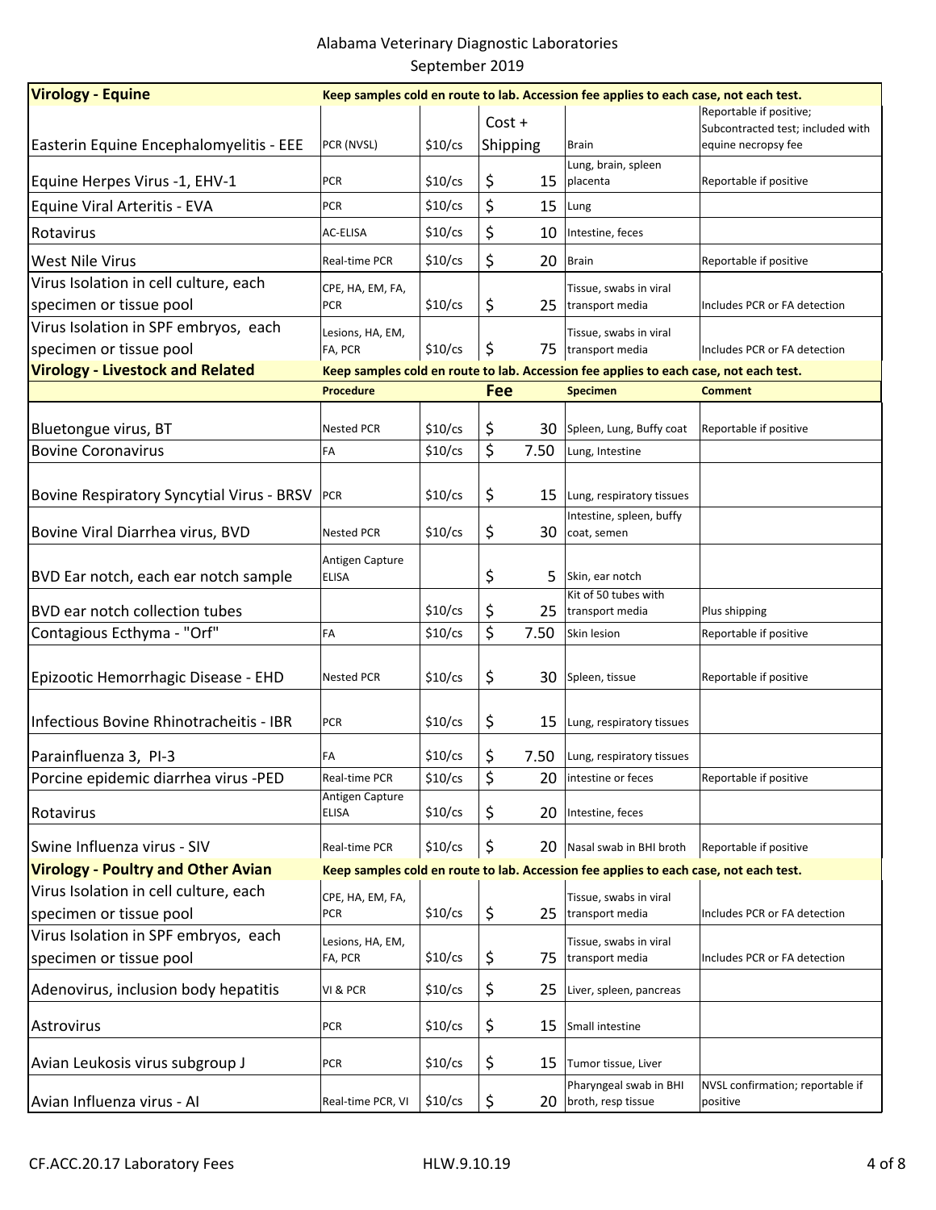Alabama Veterinary Diagnostic Laboratories
September 2019

| Virology - Equine | Keep samples cold en route to lab. Accession fee applies to each case, not each test. | | | | |
|---|---|---|---|---|---|
| Easterin Equine Encephalomyelitis - EEE | PCR (NVSL) | $10/cs | Cost + Shipping | Brain | Reportable if positive; Subcontracted test; included with equine necropsy fee |
| Equine Herpes Virus -1, EHV-1 | PCR | $10/cs | $ 15 | Lung, brain, spleen placenta | Reportable if positive |
| Equine Viral Arteritis - EVA | PCR | $10/cs | $ 15 | Lung | |
| Rotavirus | AC-ELISA | $10/cs | $ 10 | Intestine, feces | |
| West Nile Virus | Real-time PCR | $10/cs | $ 20 | Brain | Reportable if positive |
| Virus Isolation in cell culture, each specimen or tissue pool | CPE, HA, EM, FA, PCR | $10/cs | $ 25 | Tissue, swabs in viral transport media | Includes PCR or FA detection |
| Virus Isolation in SPF embryos, each specimen or tissue pool | Lesions, HA, EM, FA, PCR | $10/cs | $ 75 | Tissue, swabs in viral transport media | Includes PCR or FA detection |
| **Virology - Livestock and Related** | **Keep samples cold en route to lab. Accession fee applies to each case, not each test.** | | | | |
| | **Procedure** | | **Fee** | **Specimen** | **Comment** |
| Bluetongue virus, BT | Nested PCR | $10/cs | $ 30 | Spleen, Lung, Buffy coat | Reportable if positive |
| Bovine Coronavirus | FA | $10/cs | $ 7.50 | Lung, Intestine | |
| Bovine Respiratory Syncytial Virus - BRSV | PCR | $10/cs | $ 15 | Lung, respiratory tissues | |
| Bovine Viral Diarrhea virus, BVD | Nested PCR | $10/cs | $ 30 | Intestine, spleen, buffy coat, semen | |
| BVD Ear notch, each ear notch sample | Antigen Capture ELISA | | $ 5 | Skin, ear notch | |
| BVD ear notch collection tubes | | $10/cs | $ 25 | Kit of 50 tubes with transport media | Plus shipping |
| Contagious Ecthyma - "Orf" | FA | $10/cs | $ 7.50 | Skin lesion | Reportable if positive |
| Epizootic Hemorrhagic Disease - EHD | Nested PCR | $10/cs | $ 30 | Spleen, tissue | Reportable if positive |
| Infectious Bovine Rhinotracheitis - IBR | PCR | $10/cs | $ 15 | Lung, respiratory tissues | |
| Parainfluenza 3, PI-3 | FA | $10/cs | $ 7.50 | Lung, respiratory tissues | |
| Porcine epidemic diarrhea virus -PED | Real-time PCR | $10/cs | $ 20 | intestine or feces | Reportable if positive |
| Rotavirus | Antigen Capture ELISA | $10/cs | $ 20 | Intestine, feces | |
| Swine Influenza virus - SIV | Real-time PCR | $10/cs | $ 20 | Nasal swab in BHI broth | Reportable if positive |
| **Virology - Poultry and Other Avian** | **Keep samples cold en route to lab. Accession fee applies to each case, not each test.** | | | | |
| Virus Isolation in cell culture, each specimen or tissue pool | CPE, HA, EM, FA, PCR | $10/cs | $ 25 | Tissue, swabs in viral transport media | Includes PCR or FA detection |
| Virus Isolation in SPF embryos, each specimen or tissue pool | Lesions, HA, EM, FA, PCR | $10/cs | $ 75 | Tissue, swabs in viral transport media | Includes PCR or FA detection |
| Adenovirus, inclusion body hepatitis | VI & PCR | $10/cs | $ 25 | Liver, spleen, pancreas | |
| Astrovirus | PCR | $10/cs | $ 15 | Small intestine | |
| Avian Leukosis virus subgroup J | PCR | $10/cs | $ 15 | Tumor tissue, Liver | |
| Avian Influenza virus - AI | Real-time PCR, VI | $10/cs | $ 20 | Pharyngeal swab in BHI broth, resp tissue | NVSL confirmation; reportable if positive |

CF.ACC.20.17 Laboratory Fees HLW.9.10.19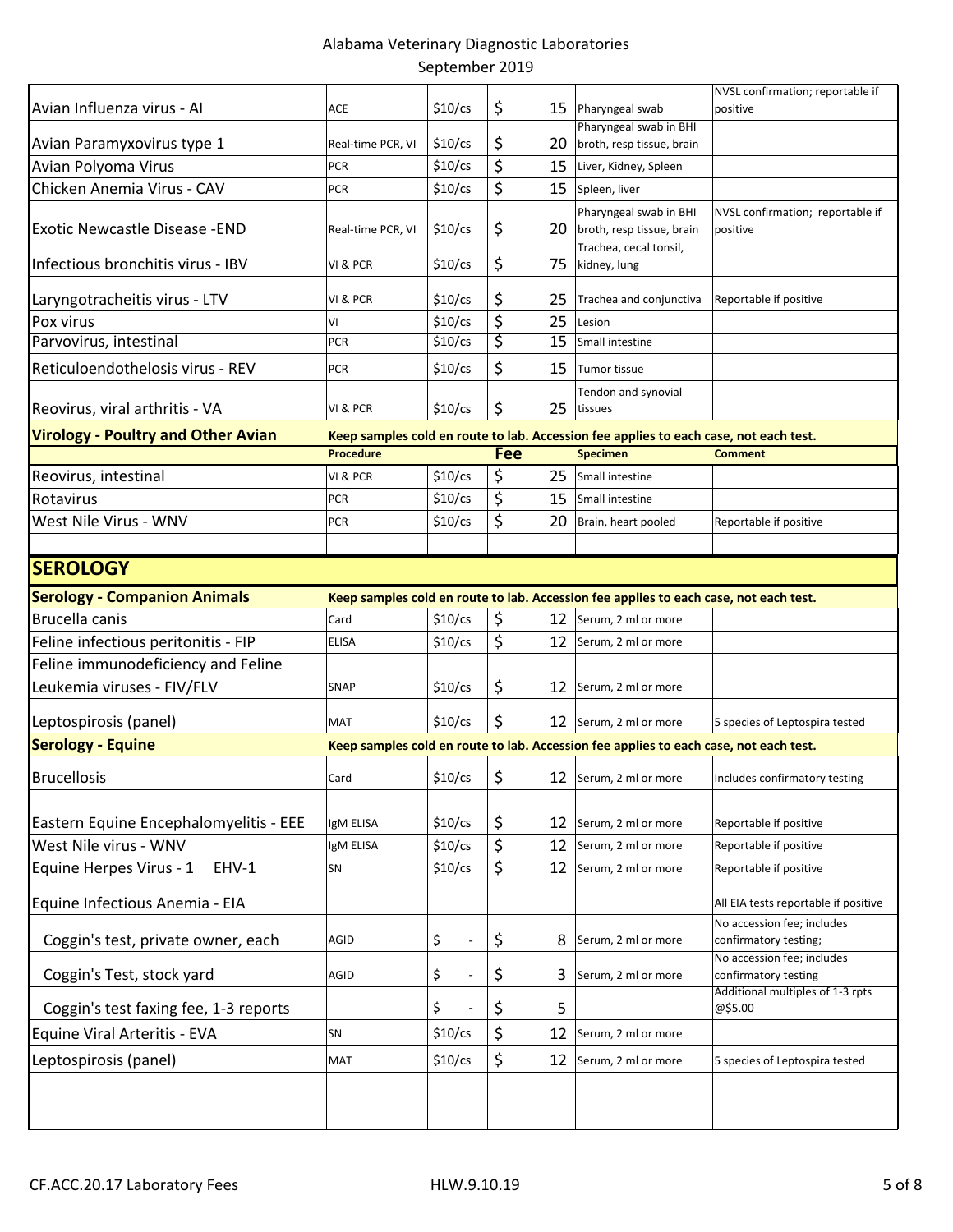| | | | | | |
|---|---|---|---|---|---|
| Avian Influenza virus - AI | ACE | $10/cs | $ 15 | Pharyngeal swab | NVSL confirmation; reportable if positive |
| Avian Paramyxovirus type 1 | Real-time PCR, VI | $10/cs | $ 20 | Pharyngeal swab in BHI broth, resp tissue, brain | |
| Avian Polyoma Virus | PCR | $10/cs | $ 15 | Liver, Kidney, Spleen | |
| Chicken Anemia Virus - CAV | PCR | $10/cs | $ 15 | Spleen, liver | |
| Exotic Newcastle Disease -END | Real-time PCR, VI | $10/cs | $ 20 | Pharyngeal swab in BHI broth, resp tissue, brain | NVSL confirmation; reportable if positive |
| Infectious bronchitis virus - IBV | VI & PCR | $10/cs | $ 75 | Trachea, cecal tonsil, kidney, lung | |
| Laryngotracheitis virus - LTV | VI & PCR | $10/cs | $ 25 | Trachea and conjunctiva | Reportable if positive |
| Pox virus | VI | $10/cs | $ 25 | Lesion | |
| Parvovirus, intestinal | PCR | $10/cs | $ 15 | Small intestine | |
| Reticuloendothelosis virus - REV | PCR | $10/cs | $ 15 | Tumor tissue | |
| Reovirus, viral arthritis - VA | VI & PCR | $10/cs | $ 25 | Tendon and synovial tissues | |

## Virology - Poultry and Other Avian

**Keep samples cold en route to lab. Accession fee applies to each case, not each test.**

| | Procedure | | Fee | Specimen | Comment |
|---|---|---|---|---|---|
| Reovirus, intestinal | VI & PCR | $10/cs | $ 25 | Small intestine | |
| Rotavirus | PCR | $10/cs | $ 15 | Small intestine | |
| West Nile Virus - WNV | PCR | $10/cs | $ 20 | Brain, heart pooled | Reportable if positive |

# SEROLOGY

## Serology - Companion Animals

**Keep samples cold en route to lab. Accession fee applies to each case, not each test.**

| | | | | | |
|---|---|---|---|---|---|
| Brucella canis | Card | $10/cs | $ 12 | Serum, 2 ml or more | |
| Feline infectious peritonitis - FIP | ELISA | $10/cs | $ 12 | Serum, 2 ml or more | |
| Feline immunodeficiency and Feline Leukemia viruses - FIV/FLV | SNAP | $10/cs | $ 12 | Serum, 2 ml or more | |
| Leptospirosis (panel) | MAT | $10/cs | $ 12 | Serum, 2 ml or more | 5 species of Leptospira tested |

## Serology - Equine

**Keep samples cold en route to lab. Accession fee applies to each case, not each test.**

| | | | | | |
|---|---|---|---|---|---|
| Brucellosis | Card | $10/cs | $ 12 | Serum, 2 ml or more | Includes confirmatory testing |
| Eastern Equine Encephalomyelitis - EEE | IgM ELISA | $10/cs | $ 12 | Serum, 2 ml or more | Reportable if positive |
| West Nile virus - WNV | IgM ELISA | $10/cs | $ 12 | Serum, 2 ml or more | Reportable if positive |
| Equine Herpes Virus - 1 EHV-1 | SN | $10/cs | $ 12 | Serum, 2 ml or more | Reportable if positive |
| Equine Infectious Anemia - EIA | | | | | All EIA tests reportable if positive |
| Coggin's test, private owner, each | AGID | $ - | $ 8 | Serum, 2 ml or more | No accession fee; includes confirmatory testing; |
| Coggin's Test, stock yard | AGID | $ - | $ 3 | Serum, 2 ml or more | No accession fee; includes confirmatory testing |
| Coggin's test faxing fee, 1-3 reports | | $ - | $ 5 | | Additional multiples of 1-3 rpts @$5.00 |
| Equine Viral Arteritis - EVA | SN | $10/cs | $ 12 | Serum, 2 ml or more | |
| Leptospirosis (panel) | MAT | $10/cs | $ 12 | Serum, 2 ml or more | 5 species of Leptospira tested |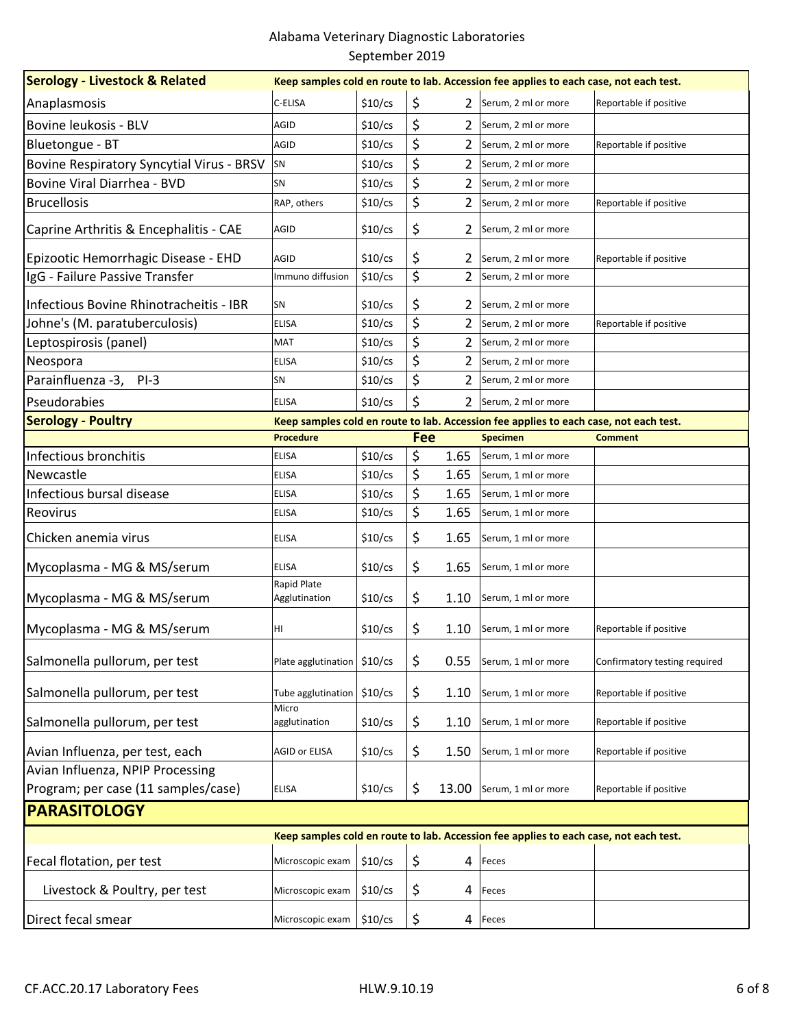# Alabama Veterinary Diagnostic Laboratories

September 2019

| Serology - Livestock & Related | Keep samples cold en route to lab. Accession fee applies to each case, not each test. | | | | |
|---|---|---|---|---|---|
| Anaplasmosis | C-ELISA | $10/cs | $ 2 | Serum, 2 ml or more | Reportable if positive |
| Bovine leukosis - BLV | AGID | $10/cs | $ 2 | Serum, 2 ml or more | |
| Bluetongue - BT | AGID | $10/cs | $ 2 | Serum, 2 ml or more | Reportable if positive |
| Bovine Respiratory Syncytial Virus - BRSV | SN | $10/cs | $ 2 | Serum, 2 ml or more | |
| Bovine Viral Diarrhea - BVD | SN | $10/cs | $ 2 | Serum, 2 ml or more | |
| Brucellosis | RAP, others | $10/cs | $ 2 | Serum, 2 ml or more | Reportable if positive |
| Caprine Arthritis & Encephalitis - CAE | AGID | $10/cs | $ 2 | Serum, 2 ml or more | |
| Epizootic Hemorrhagic Disease - EHD | AGID | $10/cs | $ 2 | Serum, 2 ml or more | Reportable if positive |
| IgG - Failure Passive Transfer | Immuno diffusion | $10/cs | $ 2 | Serum, 2 ml or more | |
| Infectious Bovine Rhinotracheitis - IBR | SN | $10/cs | $ 2 | Serum, 2 ml or more | |
| Johne's (M. paratuberculosis) | ELISA | $10/cs | $ 2 | Serum, 2 ml or more | Reportable if positive |
| Leptospirosis (panel) | MAT | $10/cs | $ 2 | Serum, 2 ml or more | |
| Neospora | ELISA | $10/cs | $ 2 | Serum, 2 ml or more | |
| Parainfluenza -3, PI-3 | SN | $10/cs | $ 2 | Serum, 2 ml or more | |
| Pseudorabies | ELISA | $10/cs | $ 2 | Serum, 2 ml or more | |

| Serology - Poultry | Keep samples cold en route to lab. Accession fee applies to each case, not each test. | | | | |
|---|---|---|---|---|---|
| | **Procedure** | | **Fee** | **Specimen** | **Comment** |
| Infectious bronchitis | ELISA | $10/cs | $ 1.65 | Serum, 1 ml or more | |
| Newcastle | ELISA | $10/cs | $ 1.65 | Serum, 1 ml or more | |
| Infectious bursal disease | ELISA | $10/cs | $ 1.65 | Serum, 1 ml or more | |
| Reovirus | ELISA | $10/cs | $ 1.65 | Serum, 1 ml or more | |
| Chicken anemia virus | ELISA | $10/cs | $ 1.65 | Serum, 1 ml or more | |
| Mycoplasma - MG & MS/serum | ELISA | $10/cs | $ 1.65 | Serum, 1 ml or more | |
| Mycoplasma - MG & MS/serum | Rapid Plate Agglutination | $10/cs | $ 1.10 | Serum, 1 ml or more | |
| Mycoplasma - MG & MS/serum | HI | $10/cs | $ 1.10 | Serum, 1 ml or more | Reportable if positive |
| Salmonella pullorum, per test | Plate agglutination | $10/cs | $ 0.55 | Serum, 1 ml or more | Confirmatory testing required |
| Salmonella pullorum, per test | Tube agglutination | $10/cs | $ 1.10 | Serum, 1 ml or more | Reportable if positive |
| Salmonella pullorum, per test | Micro agglutination | $10/cs | $ 1.10 | Serum, 1 ml or more | Reportable if positive |
| Avian Influenza, per test, each | AGID or ELISA | $10/cs | $ 1.50 | Serum, 1 ml or more | Reportable if positive |
| Avian Influenza, NPIP Processing Program; per case (11 samples/case) | ELISA | $10/cs | $ 13.00 | Serum, 1 ml or more | Reportable if positive |

## PARASITOLOGY

| | Keep samples cold en route to lab. Accession fee applies to each case, not each test. | | | | |
|---|---|---|---|---|---|
| Fecal flotation, per test | Microscopic exam | $10/cs | $ 4 | Feces | |
| Livestock & Poultry, per test | Microscopic exam | $10/cs | $ 4 | Feces | |
| Direct fecal smear | Microscopic exam | $10/cs | $ 4 | Feces | |

CF.ACC.20.17 Laboratory Fees HLW.9.10.19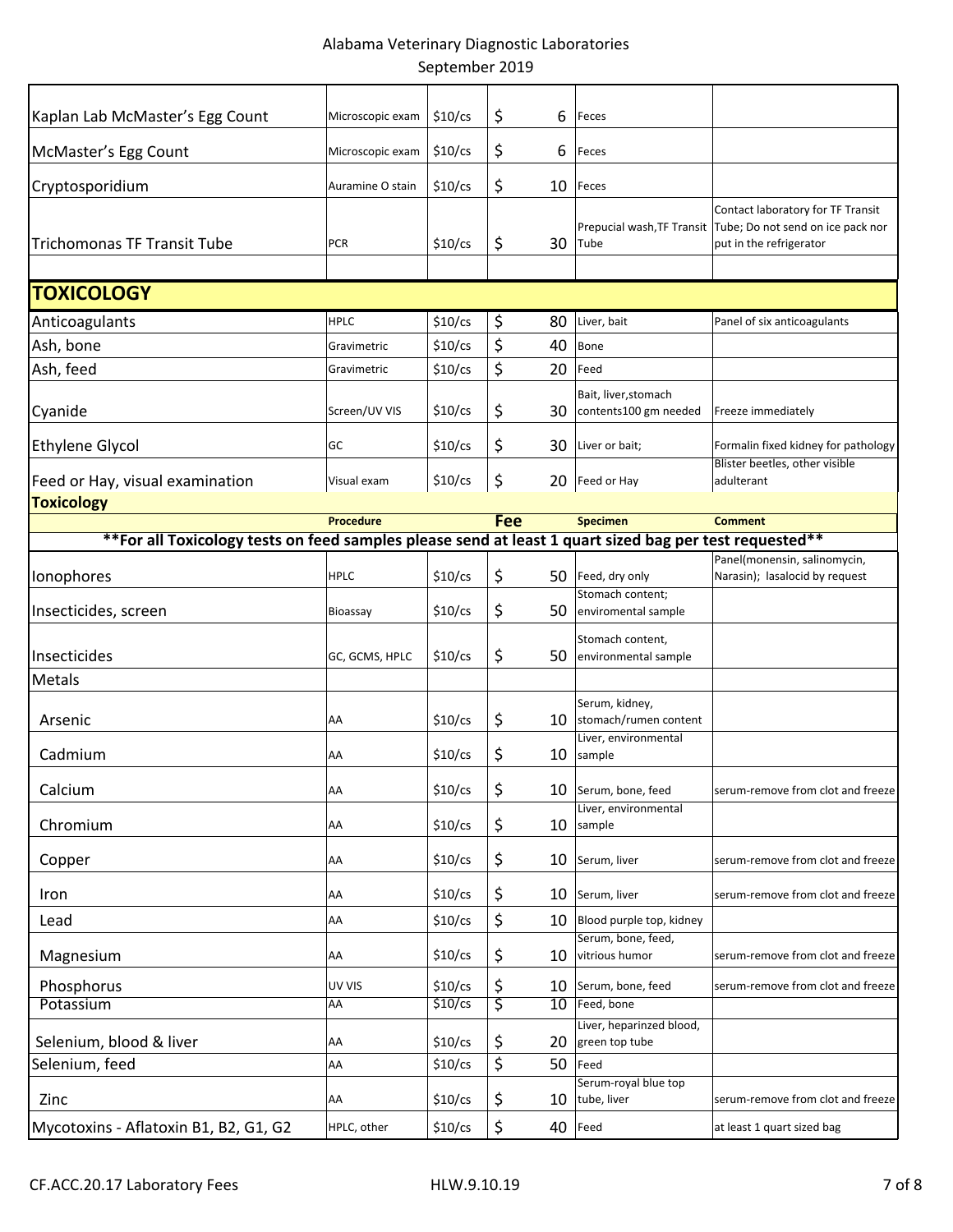| | | | | | |
|---|---|---|---|---|---|
| Kaplan Lab McMaster's Egg Count | Microscopic exam | $10/cs | $ 6 | Feces | |
| McMaster's Egg Count | Microscopic exam | $10/cs | $ 6 | Feces | |
| Cryptosporidium | Auramine O stain | $10/cs | $ 10 | Feces | |
| Trichomonas TF Transit Tube | PCR | $10/cs | $ 30 | Prepucial wash,TF Transit Tube | Contact laboratory for TF Transit Tube; Do not send on ice pack nor put in the refrigerator |

## TOXICOLOGY

| | | | | | |
|---|---|---|---|---|---|
| Anticoagulants | HPLC | $10/cs | $ 80 | Liver, bait | Panel of six anticoagulants |
| Ash, bone | Gravimetric | $10/cs | $ 40 | Bone | |
| Ash, feed | Gravimetric | $10/cs | $ 20 | Feed | |
| Cyanide | Screen/UV VIS | $10/cs | $ 30 | Bait, liver,stomach contents100 gm needed | Freeze immediately |
| Ethylene Glycol | GC | $10/cs | $ 30 | Liver or bait; | Formalin fixed kidney for pathology |
| Feed or Hay, visual examination | Visual exam | $10/cs | $ 20 | Feed or Hay | Blister beetles, other visible adulterant |

**Toxicology**

| | Procedure | | Fee | Specimen | Comment |
|---|---|---|---|---|---|
| Ionophores | HPLC | $10/cs | $ 50 | Feed, dry only | Panel(monensin, salinomycin, Narasin); lasalocid by request |
| Insecticides, screen | Bioassay | $10/cs | $ 50 | Stomach content; enviromental sample | |
| Insecticides | GC, GCMS, HPLC | $10/cs | $ 50 | Stomach content, environmental sample | |
| Metals | | | | | |
| Arsenic | AA | $10/cs | $ 10 | Serum, kidney, stomach/rumen content | |
| Cadmium | AA | $10/cs | $ 10 | Liver, environmental sample | |
| Calcium | AA | $10/cs | $ 10 | Serum, bone, feed | serum-remove from clot and freeze |
| Chromium | AA | $10/cs | $ 10 | Liver, environmental sample | |
| Copper | AA | $10/cs | $ 10 | Serum, liver | serum-remove from clot and freeze |
| Iron | AA | $10/cs | $ 10 | Serum, liver | serum-remove from clot and freeze |
| Lead | AA | $10/cs | $ 10 | Blood purple top, kidney | |
| Magnesium | AA | $10/cs | $ 10 | Serum, bone, feed, vitrious humor | serum-remove from clot and freeze |
| Phosphorus | UV VIS | $10/cs | $ 10 | Serum, bone, feed | serum-remove from clot and freeze |
| Potassium | AA | $10/cs | $ 10 | Feed, bone | |
| Selenium, blood & liver | AA | $10/cs | $ 20 | Liver, heparinzed blood, green top tube | |
| Selenium, feed | AA | $10/cs | $ 50 | Feed | |
| Zinc | AA | $10/cs | $ 10 | Serum-royal blue top tube, liver | serum-remove from clot and freeze |
| Mycotoxins - Aflatoxin B1, B2, G1, G2 | HPLC, other | $10/cs | $ 40 | Feed | at least 1 quart sized bag |

**For all Toxicology tests on feed samples please send at least 1 quart sized bag per test requested**

CF.ACC.20.17 Laboratory Fees HLW.9.10.19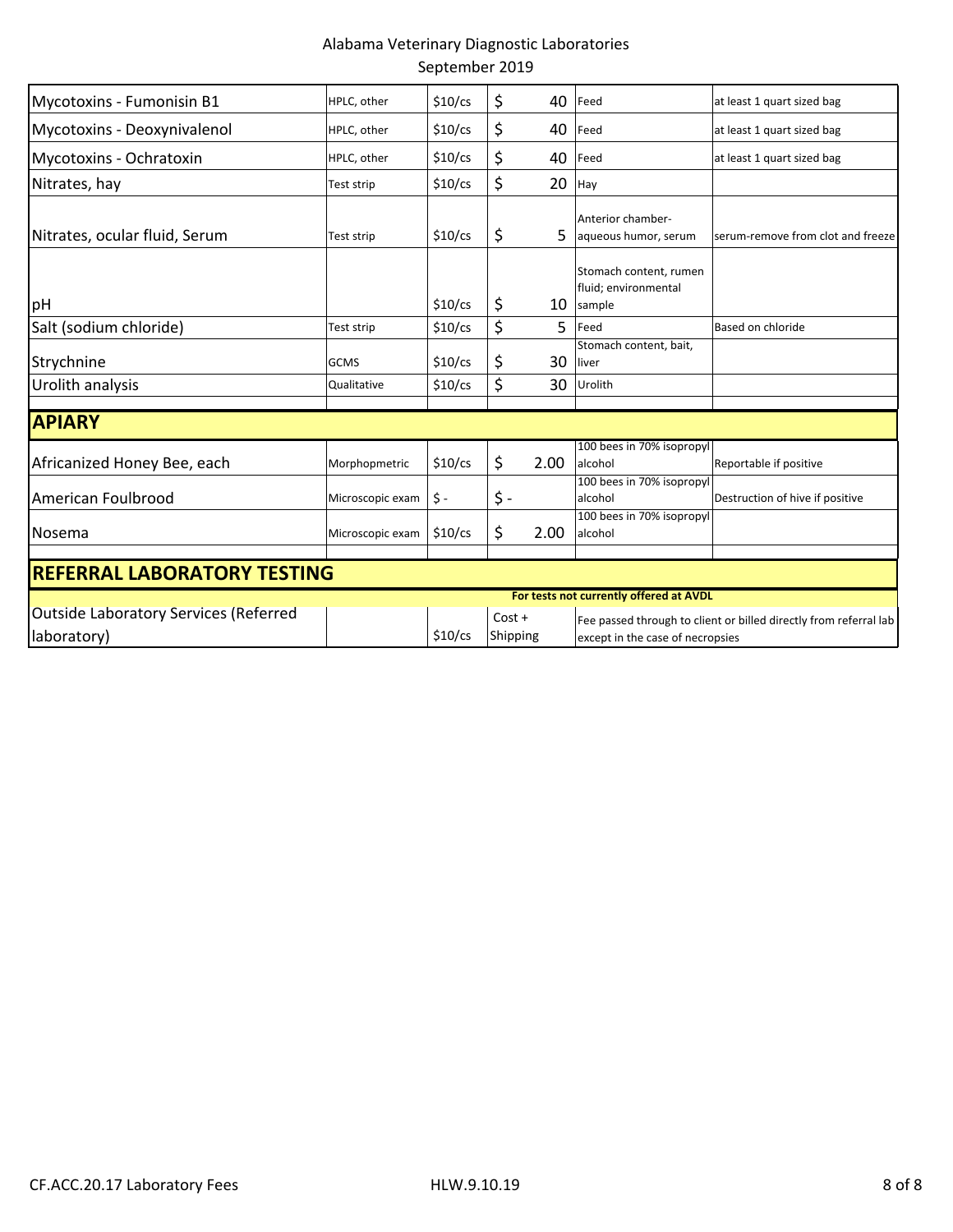Alabama Veterinary Diagnostic Laboratories
September 2019

| | | | | | |
|---|---|---|---|---|---|
| Mycotoxins - Fumonisin B1 | HPLC, other | $10/cs | $ 40 | Feed | at least 1 quart sized bag |
| Mycotoxins - Deoxynivalenol | HPLC, other | $10/cs | $ 40 | Feed | at least 1 quart sized bag |
| Mycotoxins - Ochratoxin | HPLC, other | $10/cs | $ 40 | Feed | at least 1 quart sized bag |
| Nitrates, hay | Test strip | $10/cs | $ 20 | Hay | |
| Nitrates, ocular fluid, Serum | Test strip | $10/cs | $ 5 | Anterior chamber-aqueous humor, serum | serum-remove from clot and freeze |
| pH | | $10/cs | $ 10 | Stomach content, rumen fluid; environmental sample | |
| Salt (sodium chloride) | Test strip | $10/cs | $ 5 | Feed | Based on chloride |
| Strychnine | GCMS | $10/cs | $ 30 | Stomach content, bait, liver | |
| Urolith analysis | Qualitative | $10/cs | $ 30 | Urolith | |
| **APIARY** | | | | | |
| Africanized Honey Bee, each | Morphopmetric | $10/cs | $ 2.00 | 100 bees in 70% isopropyl alcohol | Reportable if positive |
| American Foulbrood | Microscopic exam | $ - | $ - | 100 bees in 70% isopropyl alcohol | Destruction of hive if positive |
| Nosema | Microscopic exam | $10/cs | $ 2.00 | 100 bees in 70% isopropyl alcohol | |
| **REFERRAL LABORATORY TESTING** | | | | | |
| | | | | **For tests not currently offered at AVDL** | |
| Outside Laboratory Services (Referred laboratory) | | $10/cs | Cost + Shipping | Fee passed through to client or billed directly from referral lab except in the case of necropsies | |

CF.ACC.20.17 Laboratory Fees HLW.9.10.19